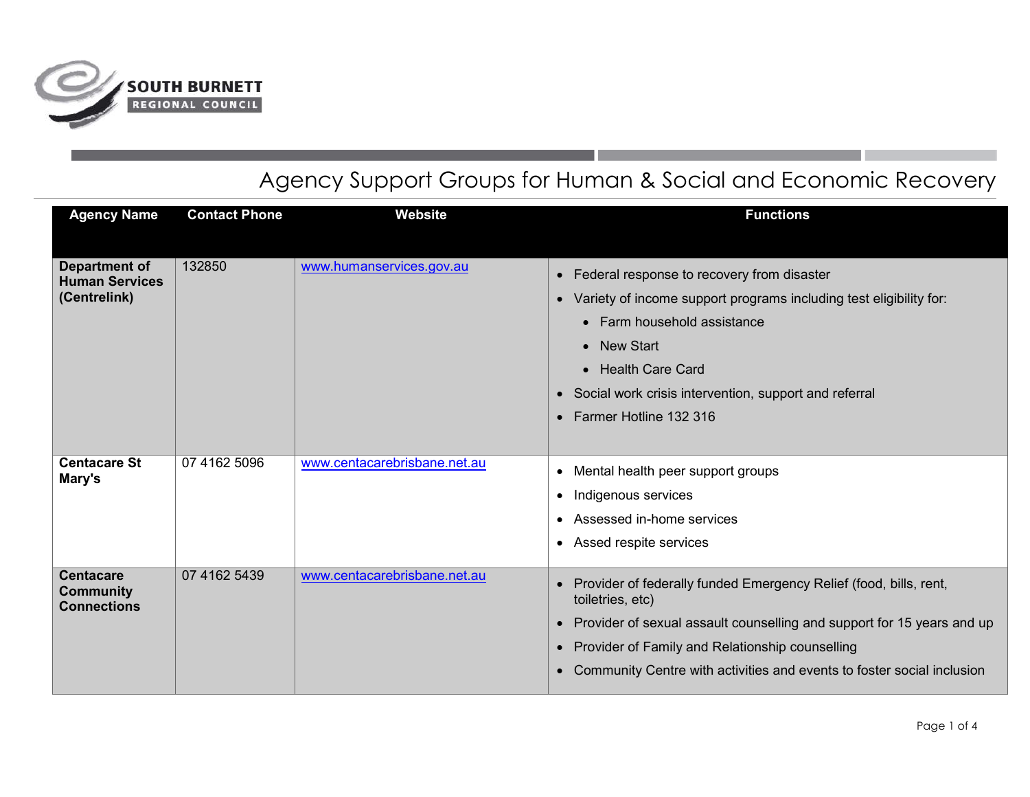SOUTH BURNETT REGIONAL COUNCIL

# Agency Support Groups for Human & Social and Economic Recovery

| Agency Name | Contact Phone | Website | Functions |
|---|---|---|---|
| **Department of Human Services (Centrelink)** | 132850 | www.humanservices.gov.au | • Federal response to recovery from disaster<br>• Variety of income support programs including test eligibility for:<br>  ◦ Farm household assistance<br>  ◦ New Start<br>  ◦ Health Care Card<br>• Social work crisis intervention, support and referral<br>• Farmer Hotline 132 316 |
| **Centacare St Mary's** | 07 4162 5096 | www.centacarebrisbane.net.au | • Mental health peer support groups<br>• Indigenous services<br>• Assessed in-home services<br>• Assed respite services |
| **Centacare Community Connections** | 07 4162 5439 | www.centacarebrisbane.net.au | • Provider of federally funded Emergency Relief (food, bills, rent, toiletries, etc)<br>• Provider of sexual assault counselling and support for 15 years and up<br>• Provider of Family and Relationship counselling<br>• Community Centre with activities and events to foster social inclusion |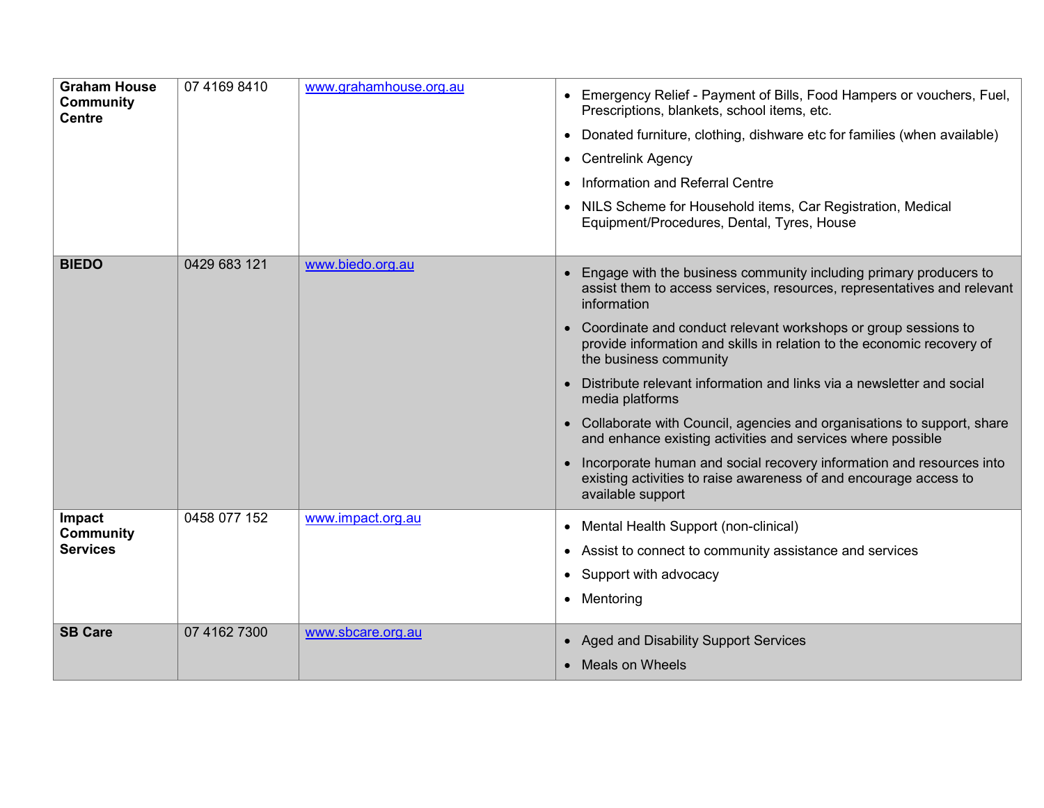| | | | |
|---|---|---|---|
| **Graham House Community Centre** | 07 4169 8410 | www.grahamhouse.org.au | • Emergency Relief - Payment of Bills, Food Hampers or vouchers, Fuel, Prescriptions, blankets, school items, etc.<br>• Donated furniture, clothing, dishware etc for families (when available)<br>• Centrelink Agency<br>• Information and Referral Centre<br>• NILS Scheme for Household items, Car Registration, Medical Equipment/Procedures, Dental, Tyres, House |
| **BIEDO** | 0429 683 121 | www.biedo.org.au | • Engage with the business community including primary producers to assist them to access services, resources, representatives and relevant information<br>• Coordinate and conduct relevant workshops or group sessions to provide information and skills in relation to the economic recovery of the business community<br>• Distribute relevant information and links via a newsletter and social media platforms<br>• Collaborate with Council, agencies and organisations to support, share and enhance existing activities and services where possible<br>• Incorporate human and social recovery information and resources into existing activities to raise awareness of and encourage access to available support |
| **Impact Community Services** | 0458 077 152 | www.impact.org.au | • Mental Health Support (non-clinical)<br>• Assist to connect to community assistance and services<br>• Support with advocacy<br>• Mentoring |
| **SB Care** | 07 4162 7300 | www.sbcare.org.au | • Aged and Disability Support Services<br>• Meals on Wheels |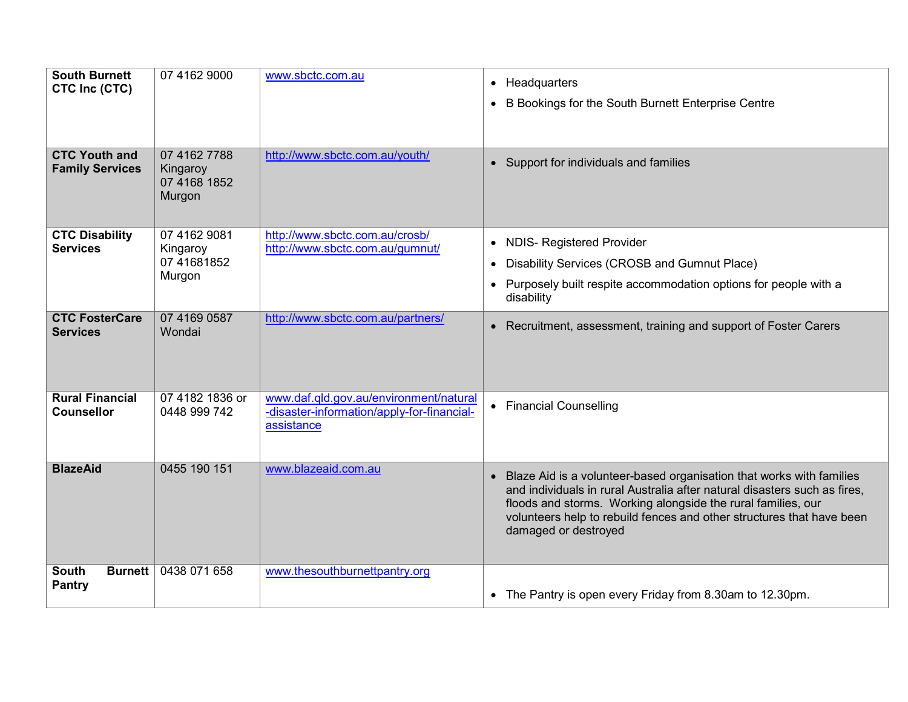| | | | |
|---|---|---|---|
| **South Burnett CTC Inc (CTC)** | 07 4162 9000 | www.sbctc.com.au | • Headquarters<br>• B Bookings for the South Burnett Enterprise Centre |
| **CTC Youth and Family Services** | 07 4162 7788 Kingaroy<br>07 4168 1852 Murgon | http://www.sbctc.com.au/youth/ | • Support for individuals and families |
| **CTC Disability Services** | 07 4162 9081 Kingaroy<br>07 41681852 Murgon | http://www.sbctc.com.au/crosb/<br>http://www.sbctc.com.au/gumnut/ | • NDIS- Registered Provider<br>• Disability Services (CROSB and Gumnut Place)<br>• Purposely built respite accommodation options for people with a disability |
| **CTC FosterCare Services** | 07 4169 0587 Wondai | http://www.sbctc.com.au/partners/ | • Recruitment, assessment, training and support of Foster Carers |
| **Rural Financial Counsellor** | 07 4182 1836 or 0448 999 742 | www.daf.qld.gov.au/environment/natural-disaster-information/apply-for-financial-assistance | • Financial Counselling |
| **BlazeAid** | 0455 190 151 | www.blazeaid.com.au | • Blaze Aid is a volunteer-based organisation that works with families and individuals in rural Australia after natural disasters such as fires, floods and storms. Working alongside the rural families, our volunteers help to rebuild fences and other structures that have been damaged or destroyed |
| **South Burnett Pantry** | 0438 071 658 | www.thesouthburnettpantry.org | • The Pantry is open every Friday from 8.30am to 12.30pm. |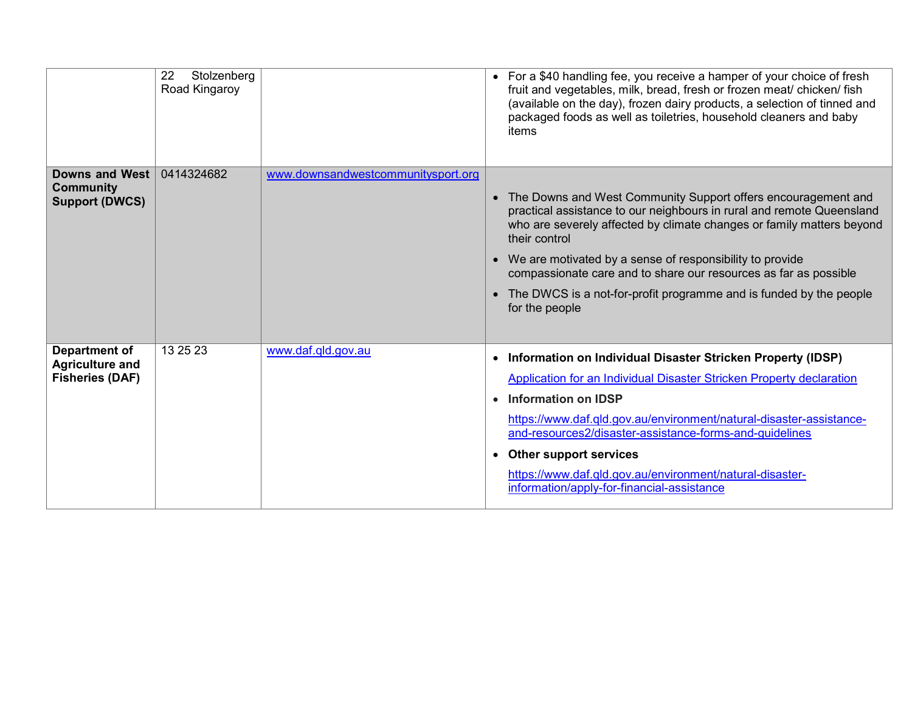| | | | |
|---|---|---|---|
| | 22 Stolzenberg Road Kingaroy | | • For a $40 handling fee, you receive a hamper of your choice of fresh fruit and vegetables, milk, bread, fresh or frozen meat/ chicken/ fish (available on the day), frozen dairy products, a selection of tinned and packaged foods as well as toiletries, household cleaners and baby items |
| **Downs and West Community Support (DWCS)** | 0414324682 | www.downsandwestcommunitysport.org | • The Downs and West Community Support offers encouragement and practical assistance to our neighbours in rural and remote Queensland who are severely affected by climate changes or family matters beyond their control<br>• We are motivated by a sense of responsibility to provide compassionate care and to share our resources as far as possible<br>• The DWCS is a not-for-profit programme and is funded by the people for the people |
| **Department of Agriculture and Fisheries (DAF)** | 13 25 23 | www.daf.qld.gov.au | • **Information on Individual Disaster Stricken Property (IDSP)**<br>Application for an Individual Disaster Stricken Property declaration<br>• **Information on IDSP**<br>https://www.daf.qld.gov.au/environment/natural-disaster-assistance-and-resources2/disaster-assistance-forms-and-guidelines<br>• **Other support services**<br>https://www.daf.qld.gov.au/environment/natural-disaster-information/apply-for-financial-assistance |